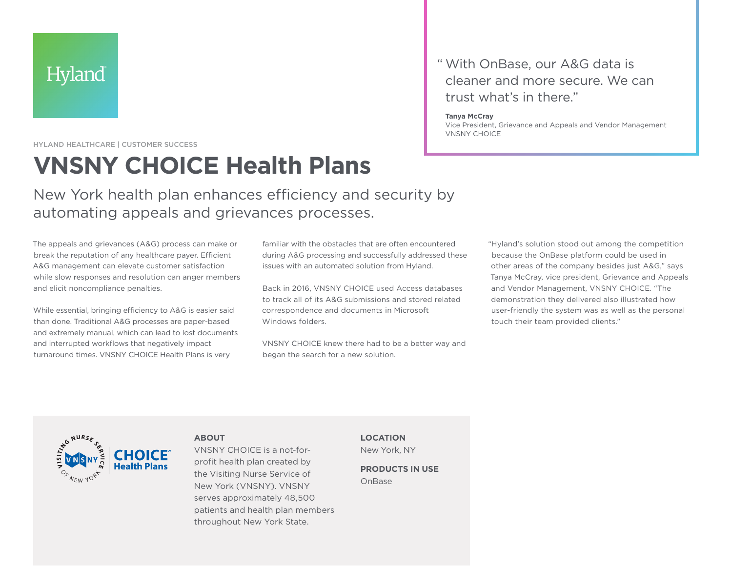Hyland

> "With OnBase, our A&G data is cleaner and more secure. We can trust what's in there."
>
> **Tanya McCray**
> Vice President, Grievance and Appeals and Vendor Management
> VNSNY CHOICE

HYLAND HEALTHCARE | CUSTOMER SUCCESS

# VNSNY CHOICE Health Plans

## New York health plan enhances efficiency and security by automating appeals and grievances processes.

The appeals and grievances (A&G) process can make or break the reputation of any healthcare payer. Efficient A&G management can elevate customer satisfaction while slow responses and resolution can anger members and elicit noncompliance penalties.

While essential, bringing efficiency to A&G is easier said than done. Traditional A&G processes are paper-based and extremely manual, which can lead to lost documents and interrupted workflows that negatively impact turnaround times. VNSNY CHOICE Health Plans is very familiar with the obstacles that are often encountered during A&G processing and successfully addressed these issues with an automated solution from Hyland.

Back in 2016, VNSNY CHOICE used Access databases to track all of its A&G submissions and stored related correspondence and documents in Microsoft Windows folders.

VNSNY CHOICE knew there had to be a better way and began the search for a new solution.

"Hyland's solution stood out among the competition because the OnBase platform could be used in other areas of the company besides just A&G," says Tanya McCray, vice president, Grievance and Appeals and Vendor Management, VNSNY CHOICE. "The demonstration they delivered also illustrated how user-friendly the system was as well as the personal touch their team provided clients."

**ABOUT**

VNSNY CHOICE is a not-for-profit health plan created by the Visiting Nurse Service of New York (VNSNY). VNSNY serves approximately 48,500 patients and health plan members throughout New York State.

**LOCATION**

New York, NY

**PRODUCTS IN USE**

OnBase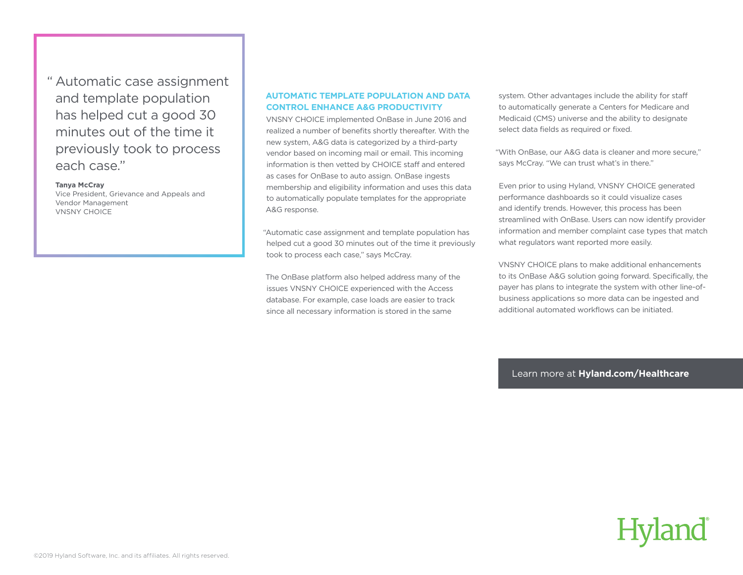> "Automatic case assignment and template population has helped cut a good 30 minutes out of the time it previously took to process each case."
>
> **Tanya McCray**
> Vice President, Grievance and Appeals and Vendor Management
> VNSNY CHOICE

## AUTOMATIC TEMPLATE POPULATION AND DATA CONTROL ENHANCE A&G PRODUCTIVITY

VNSNY CHOICE implemented OnBase in June 2016 and realized a number of benefits shortly thereafter. With the new system, A&G data is categorized by a third-party vendor based on incoming mail or email. This incoming information is then vetted by CHOICE staff and entered as cases for OnBase to auto assign. OnBase ingests membership and eligibility information and uses this data to automatically populate templates for the appropriate A&G response.

"Automatic case assignment and template population has helped cut a good 30 minutes out of the time it previously took to process each case," says McCray.

The OnBase platform also helped address many of the issues VNSNY CHOICE experienced with the Access database. For example, case loads are easier to track since all necessary information is stored in the same system. Other advantages include the ability for staff to automatically generate a Centers for Medicare and Medicaid (CMS) universe and the ability to designate select data fields as required or fixed.

"With OnBase, our A&G data is cleaner and more secure," says McCray. "We can trust what's in there."

Even prior to using Hyland, VNSNY CHOICE generated performance dashboards so it could visualize cases and identify trends. However, this process has been streamlined with OnBase. Users can now identify provider information and member complaint case types that match what regulators want reported more easily.

VNSNY CHOICE plans to make additional enhancements to its OnBase A&G solution going forward. Specifically, the payer has plans to integrate the system with other line-of-business applications so more data can be ingested and additional automated workflows can be initiated.

Learn more at **Hyland.com/Healthcare**

Hyland

©2019 Hyland Software, Inc. and its affiliates. All rights reserved.